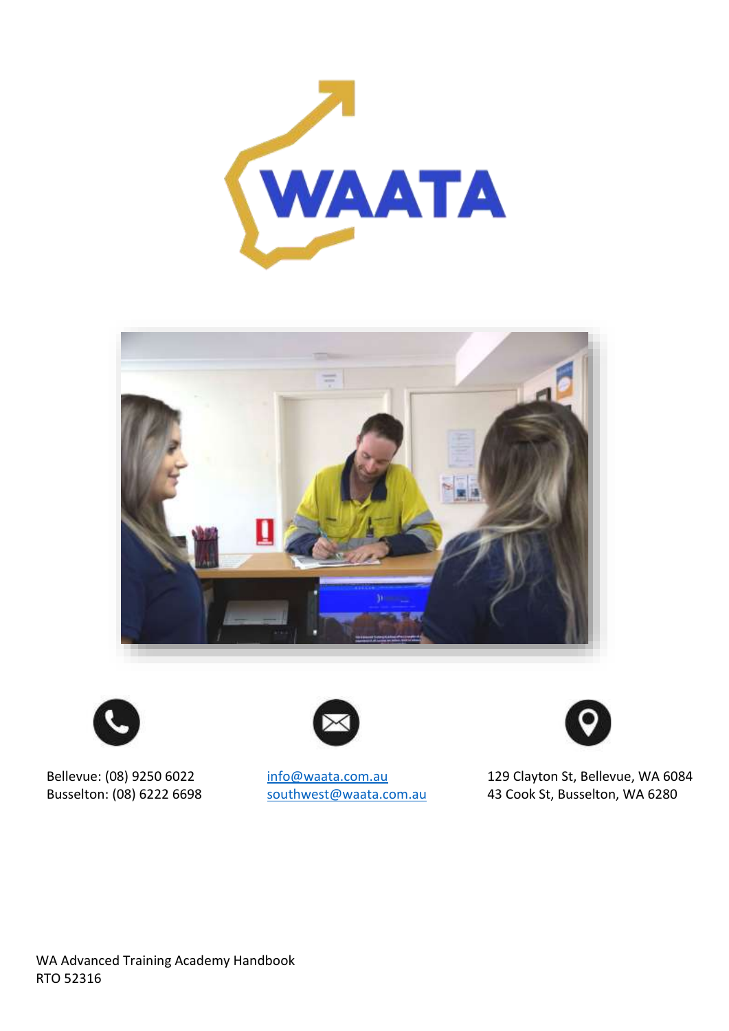WAATA

Bellevue: (08) 9250 6022
Busselton: (08) 6222 6698

info@waata.com.au
southwest@waata.com.au

129 Clayton St, Bellevue, WA 6084
43 Cook St, Busselton, WA 6280

WA Advanced Training Academy Handbook
RTO 52316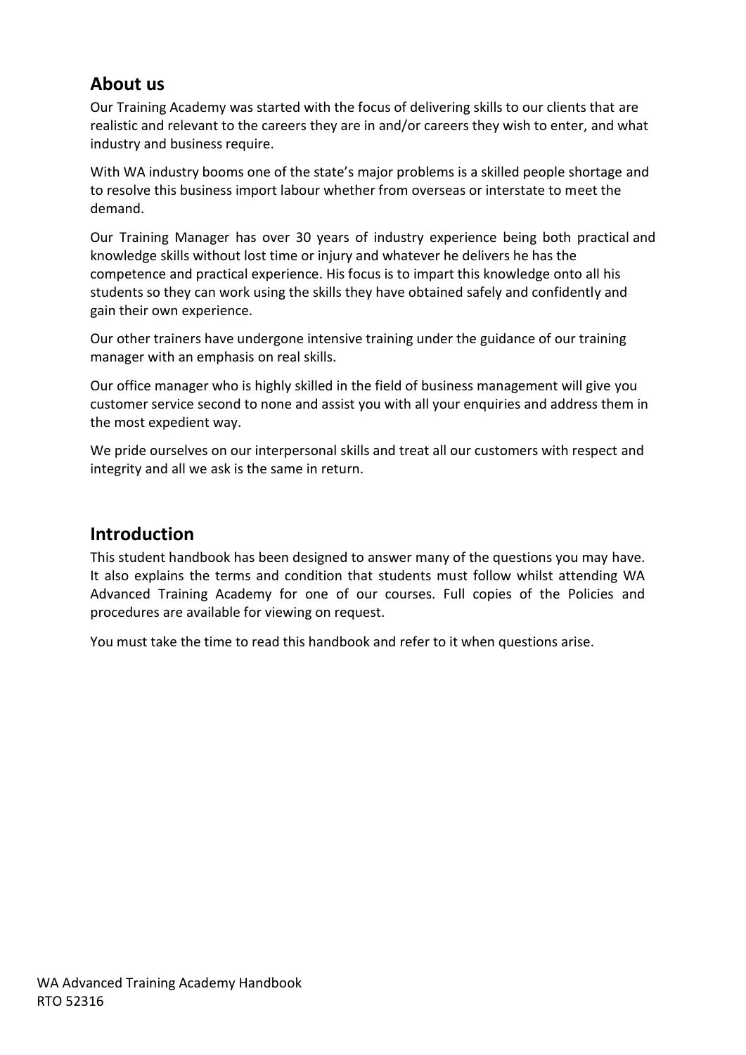## About us

Our Training Academy was started with the focus of delivering skills to our clients that are realistic and relevant to the careers they are in and/or careers they wish to enter, and what industry and business require.

With WA industry booms one of the state's major problems is a skilled people shortage and to resolve this business import labour whether from overseas or interstate to meet the demand.

Our Training Manager has over 30 years of industry experience being both practical and knowledge skills without lost time or injury and whatever he delivers he has the competence and practical experience. His focus is to impart this knowledge onto all his students so they can work using the skills they have obtained safely and confidently and gain their own experience.

Our other trainers have undergone intensive training under the guidance of our training manager with an emphasis on real skills.

Our office manager who is highly skilled in the field of business management will give you customer service second to none and assist you with all your enquiries and address them in the most expedient way.

We pride ourselves on our interpersonal skills and treat all our customers with respect and integrity and all we ask is the same in return.

## Introduction

This student handbook has been designed to answer many of the questions you may have. It also explains the terms and condition that students must follow whilst attending WA Advanced Training Academy for one of our courses. Full copies of the Policies and procedures are available for viewing on request.

You must take the time to read this handbook and refer to it when questions arise.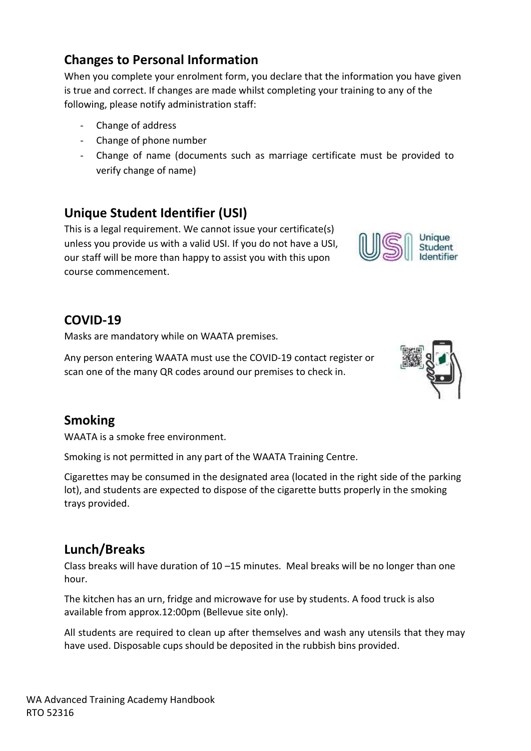## Changes to Personal Information

When you complete your enrolment form, you declare that the information you have given is true and correct. If changes are made whilst completing your training to any of the following, please notify administration staff:

- Change of address
- Change of phone number
- Change of name (documents such as marriage certificate must be provided to verify change of name)

## Unique Student Identifier (USI)

This is a legal requirement. We cannot issue your certificate(s) unless you provide us with a valid USI. If you do not have a USI, our staff will be more than happy to assist you with this upon course commencement.

## COVID-19

Masks are mandatory while on WAATA premises.

Any person entering WAATA must use the COVID-19 contact register or scan one of the many QR codes around our premises to check in.

## Smoking

WAATA is a smoke free environment.

Smoking is not permitted in any part of the WAATA Training Centre.

Cigarettes may be consumed in the designated area (located in the right side of the parking lot), and students are expected to dispose of the cigarette butts properly in the smoking trays provided.

## Lunch/Breaks

Class breaks will have duration of 10 –15 minutes. Meal breaks will be no longer than one hour.

The kitchen has an urn, fridge and microwave for use by students. A food truck is also available from approx.12:00pm (Bellevue site only).

All students are required to clean up after themselves and wash any utensils that they may have used. Disposable cups should be deposited in the rubbish bins provided.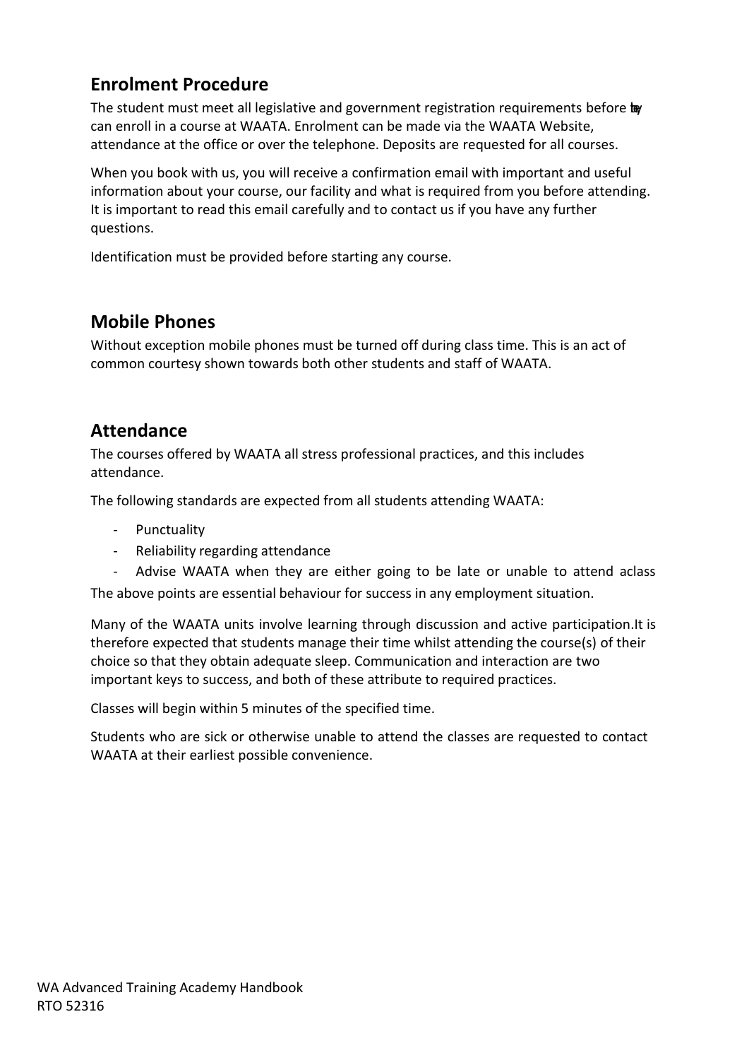## Enrolment Procedure

The student must meet all legislative and government registration requirements before they can enroll in a course at WAATA. Enrolment can be made via the WAATA Website, attendance at the office or over the telephone. Deposits are requested for all courses.

When you book with us, you will receive a confirmation email with important and useful information about your course, our facility and what is required from you before attending. It is important to read this email carefully and to contact us if you have any further questions.

Identification must be provided before starting any course.

## Mobile Phones

Without exception mobile phones must be turned off during class time. This is an act of common courtesy shown towards both other students and staff of WAATA.

## Attendance

The courses offered by WAATA all stress professional practices, and this includes attendance.

The following standards are expected from all students attending WAATA:

- Punctuality
- Reliability regarding attendance
- Advise WAATA when they are either going to be late or unable to attend aclass

The above points are essential behaviour for success in any employment situation.

Many of the WAATA units involve learning through discussion and active participation.It is therefore expected that students manage their time whilst attending the course(s) of their choice so that they obtain adequate sleep. Communication and interaction are two important keys to success, and both of these attribute to required practices.

Classes will begin within 5 minutes of the specified time.

Students who are sick or otherwise unable to attend the classes are requested to contact WAATA at their earliest possible convenience.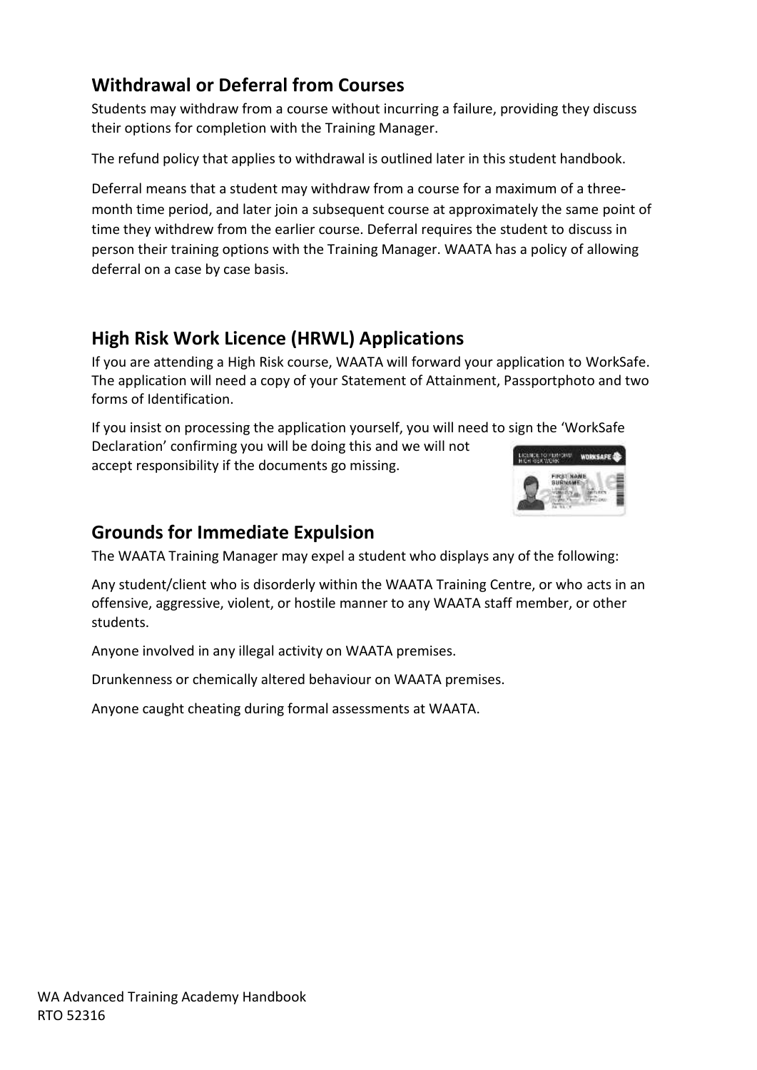## Withdrawal or Deferral from Courses

Students may withdraw from a course without incurring a failure, providing they discuss their options for completion with the Training Manager.

The refund policy that applies to withdrawal is outlined later in this student handbook.

Deferral means that a student may withdraw from a course for a maximum of a three-month time period, and later join a subsequent course at approximately the same point of time they withdrew from the earlier course. Deferral requires the student to discuss in person their training options with the Training Manager. WAATA has a policy of allowing deferral on a case by case basis.

## High Risk Work Licence (HRWL) Applications

If you are attending a High Risk course, WAATA will forward your application to WorkSafe. The application will need a copy of your Statement of Attainment, Passportphoto and two forms of Identification.

If you insist on processing the application yourself, you will need to sign the 'WorkSafe Declaration' confirming you will be doing this and we will not accept responsibility if the documents go missing.

## Grounds for Immediate Expulsion

The WAATA Training Manager may expel a student who displays any of the following:

Any student/client who is disorderly within the WAATA Training Centre, or who acts in an offensive, aggressive, violent, or hostile manner to any WAATA staff member, or other students.

Anyone involved in any illegal activity on WAATA premises.

Drunkenness or chemically altered behaviour on WAATA premises.

Anyone caught cheating during formal assessments at WAATA.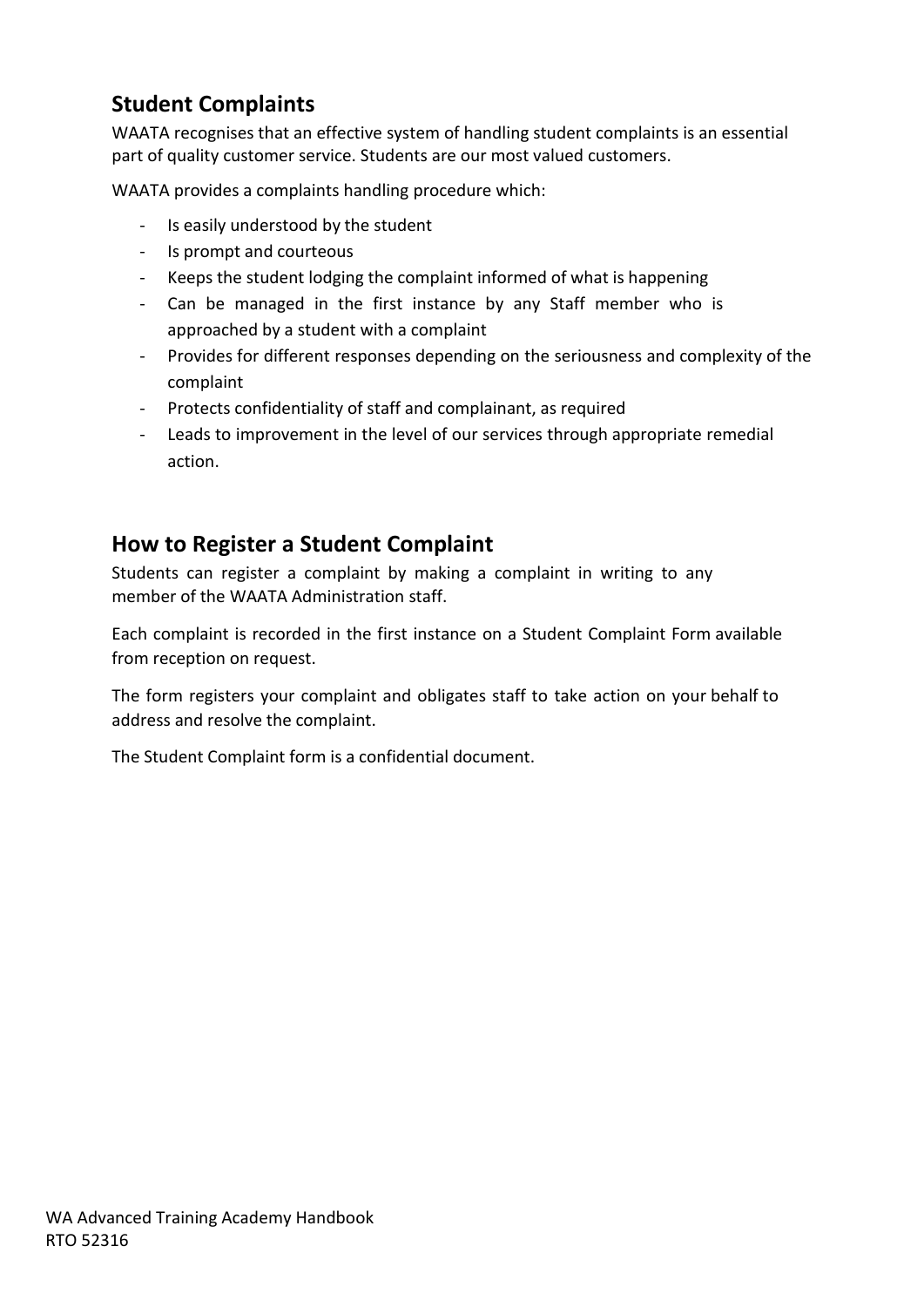## Student Complaints

WAATA recognises that an effective system of handling student complaints is an essential part of quality customer service. Students are our most valued customers.

WAATA provides a complaints handling procedure which:

- Is easily understood by the student
- Is prompt and courteous
- Keeps the student lodging the complaint informed of what is happening
- Can be managed in the first instance by any Staff member who is approached by a student with a complaint
- Provides for different responses depending on the seriousness and complexity of the complaint
- Protects confidentiality of staff and complainant, as required
- Leads to improvement in the level of our services through appropriate remedial action.

## How to Register a Student Complaint

Students can register a complaint by making a complaint in writing to any member of the WAATA Administration staff.

Each complaint is recorded in the first instance on a Student Complaint Form available from reception on request.

The form registers your complaint and obligates staff to take action on your behalf to address and resolve the complaint.

The Student Complaint form is a confidential document.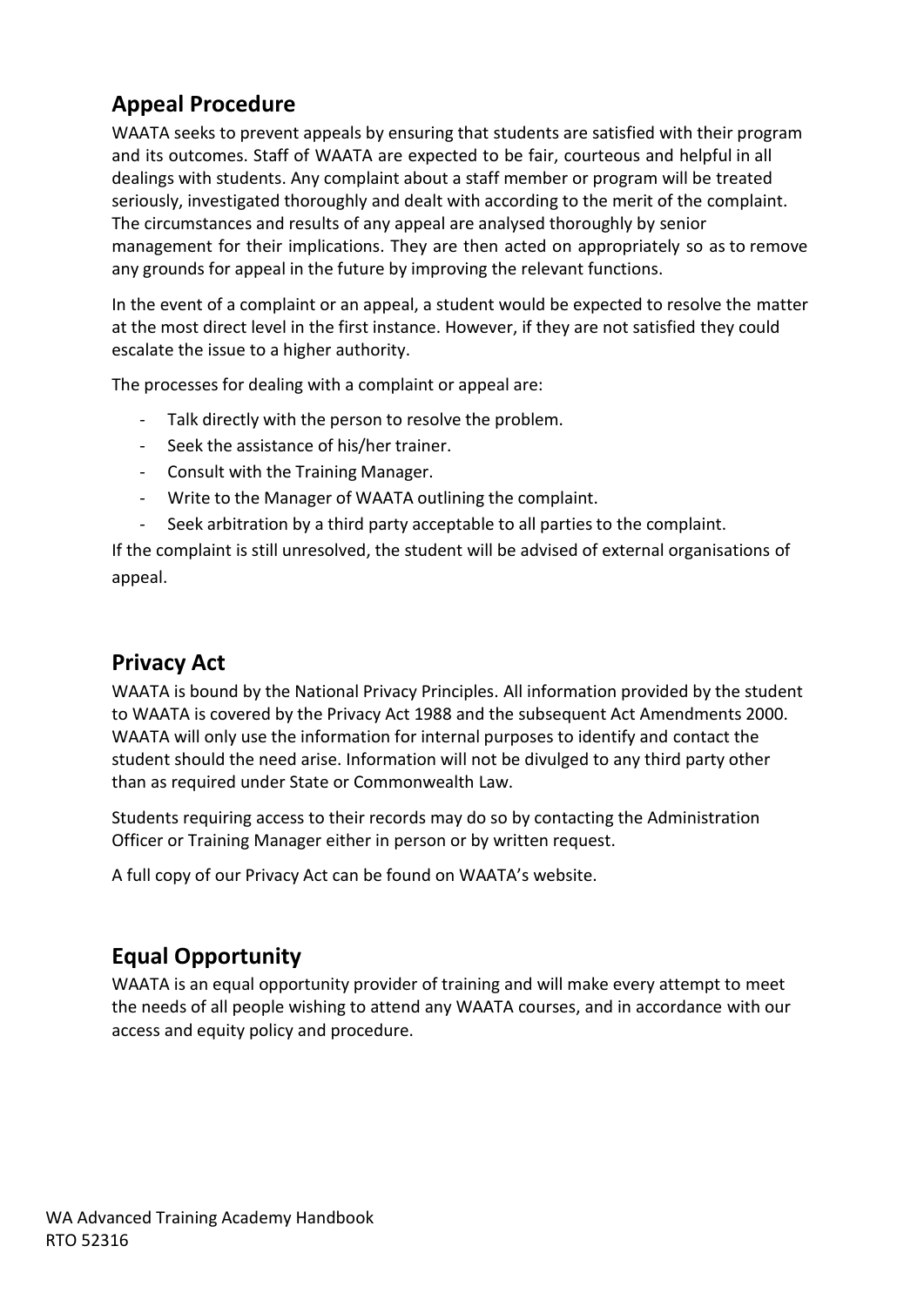## Appeal Procedure

WAATA seeks to prevent appeals by ensuring that students are satisfied with their program and its outcomes. Staff of WAATA are expected to be fair, courteous and helpful in all dealings with students. Any complaint about a staff member or program will be treated seriously, investigated thoroughly and dealt with according to the merit of the complaint. The circumstances and results of any appeal are analysed thoroughly by senior management for their implications. They are then acted on appropriately so as to remove any grounds for appeal in the future by improving the relevant functions.

In the event of a complaint or an appeal, a student would be expected to resolve the matter at the most direct level in the first instance. However, if they are not satisfied they could escalate the issue to a higher authority.

The processes for dealing with a complaint or appeal are:

- Talk directly with the person to resolve the problem.
- Seek the assistance of his/her trainer.
- Consult with the Training Manager.
- Write to the Manager of WAATA outlining the complaint.
- Seek arbitration by a third party acceptable to all parties to the complaint.

If the complaint is still unresolved, the student will be advised of external organisations of appeal.

## Privacy Act

WAATA is bound by the National Privacy Principles. All information provided by the student to WAATA is covered by the Privacy Act 1988 and the subsequent Act Amendments 2000. WAATA will only use the information for internal purposes to identify and contact the student should the need arise. Information will not be divulged to any third party other than as required under State or Commonwealth Law.

Students requiring access to their records may do so by contacting the Administration Officer or Training Manager either in person or by written request.

A full copy of our Privacy Act can be found on WAATA's website.

## Equal Opportunity

WAATA is an equal opportunity provider of training and will make every attempt to meet the needs of all people wishing to attend any WAATA courses, and in accordance with our access and equity policy and procedure.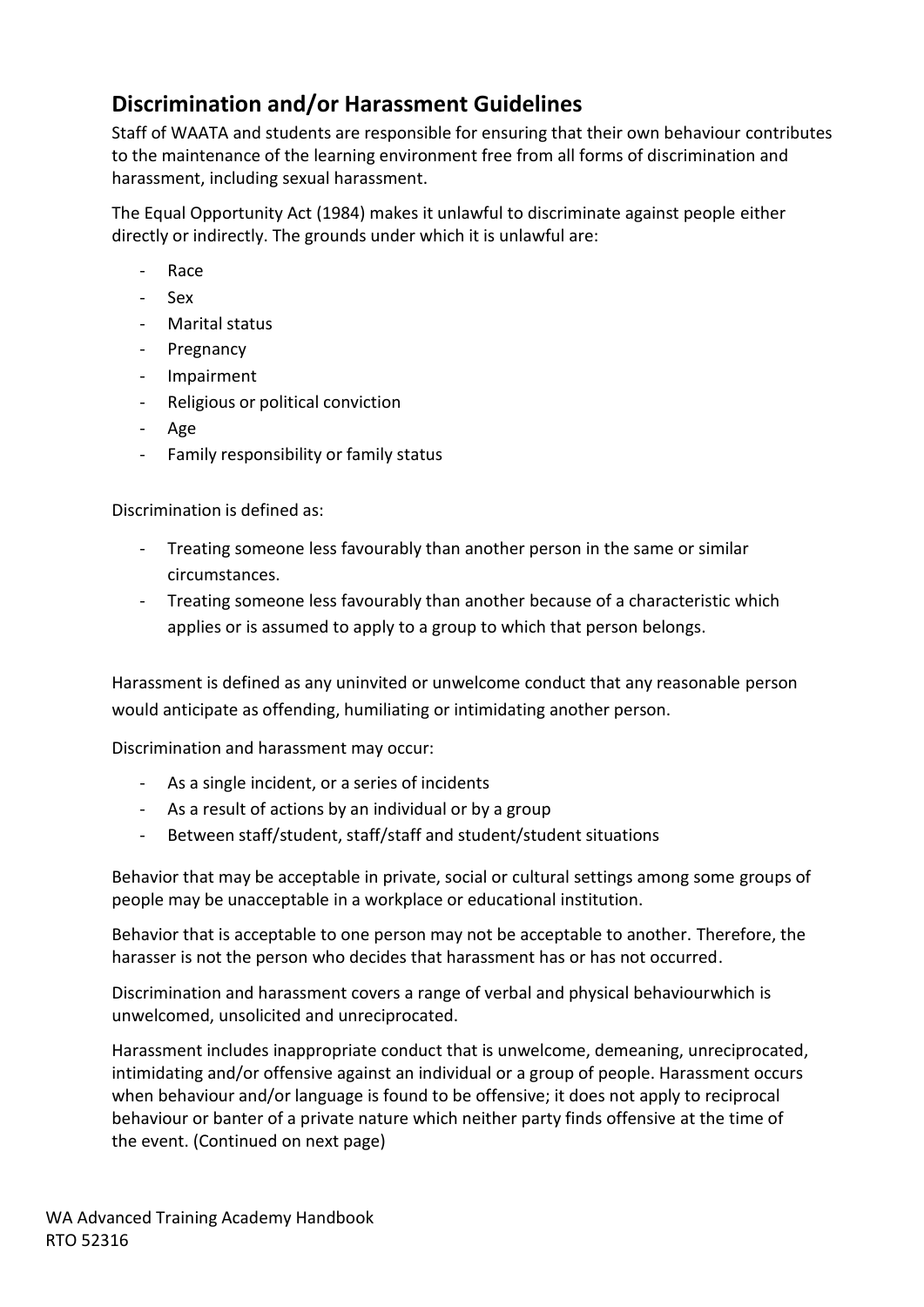## Discrimination and/or Harassment Guidelines

Staff of WAATA and students are responsible for ensuring that their own behaviour contributes to the maintenance of the learning environment free from all forms of discrimination and harassment, including sexual harassment.

The Equal Opportunity Act (1984) makes it unlawful to discriminate against people either directly or indirectly. The grounds under which it is unlawful are:

- Race
- Sex
- Marital status
- Pregnancy
- Impairment
- Religious or political conviction
- Age
- Family responsibility or family status

Discrimination is defined as:

- Treating someone less favourably than another person in the same or similar circumstances.
- Treating someone less favourably than another because of a characteristic which applies or is assumed to apply to a group to which that person belongs.

Harassment is defined as any uninvited or unwelcome conduct that any reasonable person would anticipate as offending, humiliating or intimidating another person.

Discrimination and harassment may occur:

- As a single incident, or a series of incidents
- As a result of actions by an individual or by a group
- Between staff/student, staff/staff and student/student situations

Behavior that may be acceptable in private, social or cultural settings among some groups of people may be unacceptable in a workplace or educational institution.

Behavior that is acceptable to one person may not be acceptable to another. Therefore, the harasser is not the person who decides that harassment has or has not occurred.

Discrimination and harassment covers a range of verbal and physical behaviourwhich is unwelcomed, unsolicited and unreciprocated.

Harassment includes inappropriate conduct that is unwelcome, demeaning, unreciprocated, intimidating and/or offensive against an individual or a group of people. Harassment occurs when behaviour and/or language is found to be offensive; it does not apply to reciprocal behaviour or banter of a private nature which neither party finds offensive at the time of the event. (Continued on next page)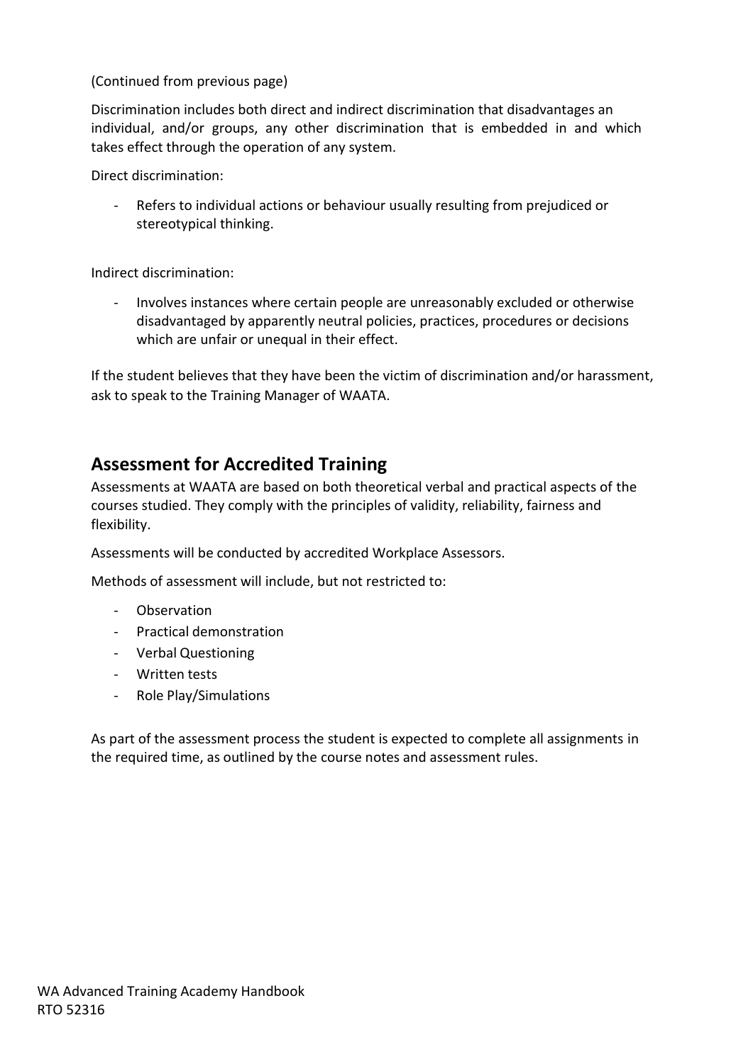(Continued from previous page)

Discrimination includes both direct and indirect discrimination that disadvantages an individual, and/or groups, any other discrimination that is embedded in and which takes effect through the operation of any system.

Direct discrimination:

- Refers to individual actions or behaviour usually resulting from prejudiced or stereotypical thinking.

Indirect discrimination:

- Involves instances where certain people are unreasonably excluded or otherwise disadvantaged by apparently neutral policies, practices, procedures or decisions which are unfair or unequal in their effect.

If the student believes that they have been the victim of discrimination and/or harassment, ask to speak to the Training Manager of WAATA.

## Assessment for Accredited Training

Assessments at WAATA are based on both theoretical verbal and practical aspects of the courses studied. They comply with the principles of validity, reliability, fairness and flexibility.

Assessments will be conducted by accredited Workplace Assessors.

Methods of assessment will include, but not restricted to:

- Observation
- Practical demonstration
- Verbal Questioning
- Written tests
- Role Play/Simulations

As part of the assessment process the student is expected to complete all assignments in the required time, as outlined by the course notes and assessment rules.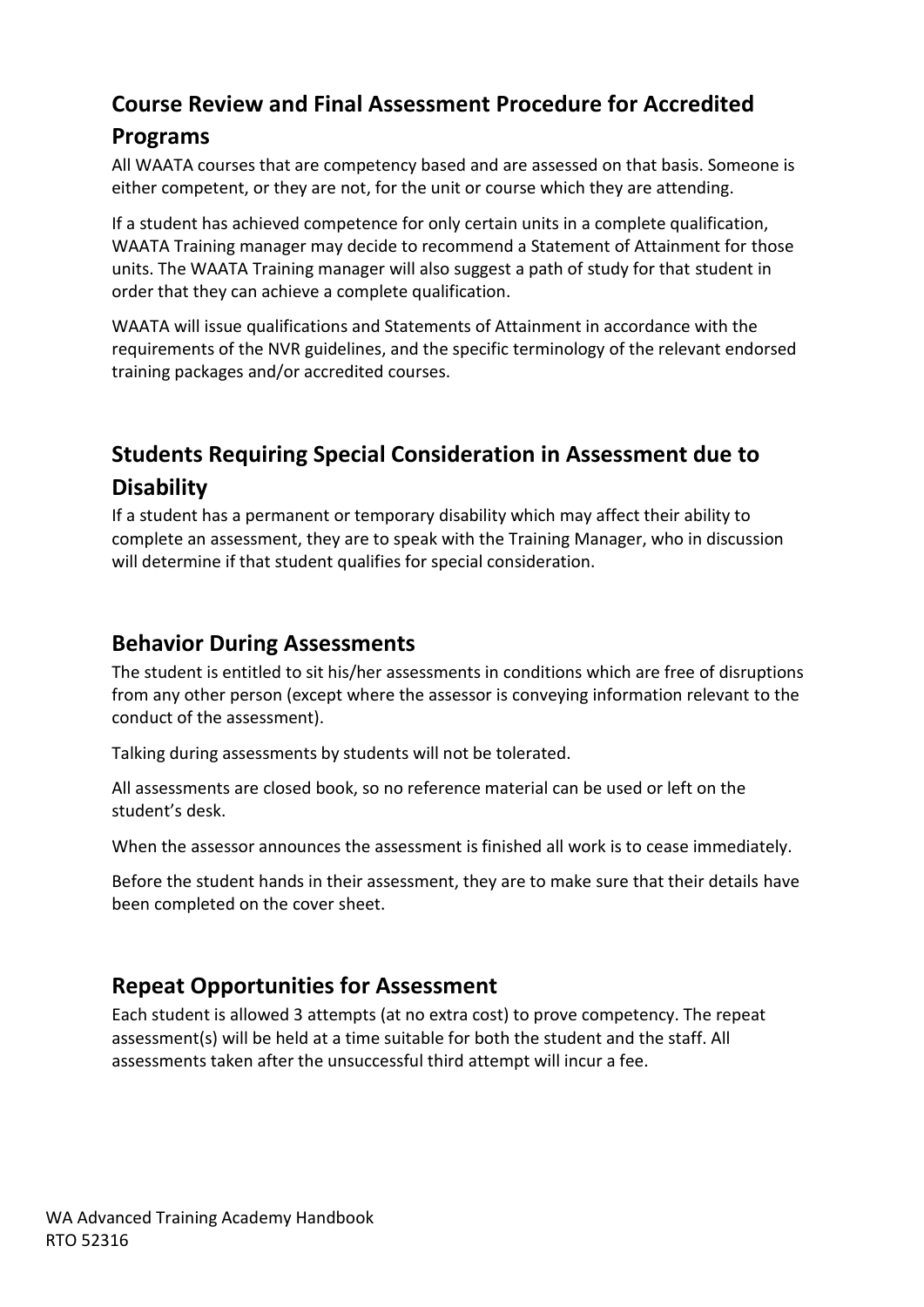## Course Review and Final Assessment Procedure for Accredited Programs

All WAATA courses that are competency based and are assessed on that basis. Someone is either competent, or they are not, for the unit or course which they are attending.

If a student has achieved competence for only certain units in a complete qualification, WAATA Training manager may decide to recommend a Statement of Attainment for those units. The WAATA Training manager will also suggest a path of study for that student in order that they can achieve a complete qualification.

WAATA will issue qualifications and Statements of Attainment in accordance with the requirements of the NVR guidelines, and the specific terminology of the relevant endorsed training packages and/or accredited courses.

## Students Requiring Special Consideration in Assessment due to Disability

If a student has a permanent or temporary disability which may affect their ability to complete an assessment, they are to speak with the Training Manager, who in discussion will determine if that student qualifies for special consideration.

## Behavior During Assessments

The student is entitled to sit his/her assessments in conditions which are free of disruptions from any other person (except where the assessor is conveying information relevant to the conduct of the assessment).

Talking during assessments by students will not be tolerated.

All assessments are closed book, so no reference material can be used or left on the student's desk.

When the assessor announces the assessment is finished all work is to cease immediately.

Before the student hands in their assessment, they are to make sure that their details have been completed on the cover sheet.

## Repeat Opportunities for Assessment

Each student is allowed 3 attempts (at no extra cost) to prove competency. The repeat assessment(s) will be held at a time suitable for both the student and the staff. All assessments taken after the unsuccessful third attempt will incur a fee.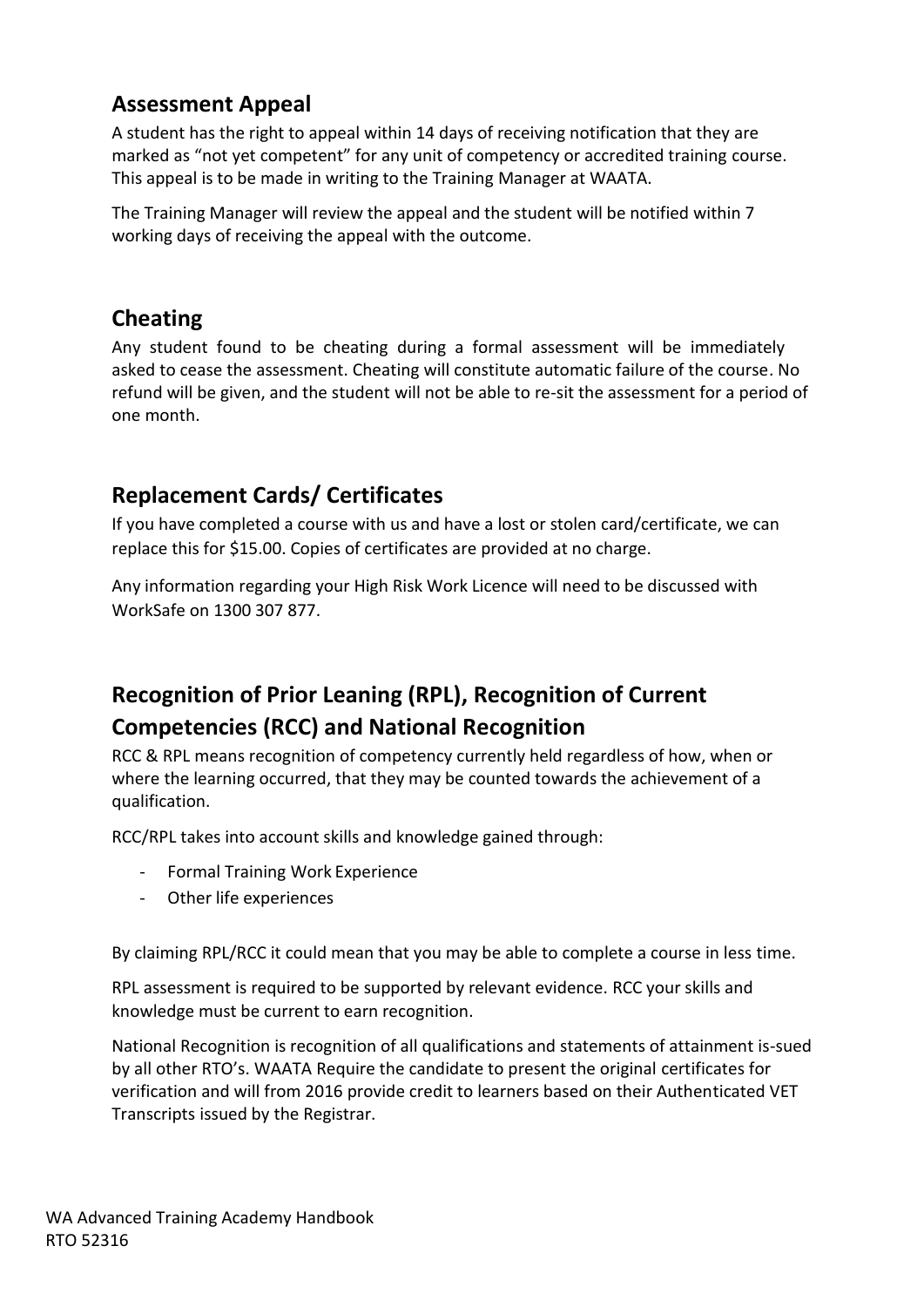## Assessment Appeal

A student has the right to appeal within 14 days of receiving notification that they are marked as "not yet competent" for any unit of competency or accredited training course. This appeal is to be made in writing to the Training Manager at WAATA.

The Training Manager will review the appeal and the student will be notified within 7 working days of receiving the appeal with the outcome.

## Cheating

Any student found to be cheating during a formal assessment will be immediately asked to cease the assessment. Cheating will constitute automatic failure of the course. No refund will be given, and the student will not be able to re-sit the assessment for a period of one month.

## Replacement Cards/ Certificates

If you have completed a course with us and have a lost or stolen card/certificate, we can replace this for $15.00. Copies of certificates are provided at no charge.

Any information regarding your High Risk Work Licence will need to be discussed with WorkSafe on 1300 307 877.

## Recognition of Prior Leaning (RPL), Recognition of Current Competencies (RCC) and National Recognition

RCC & RPL means recognition of competency currently held regardless of how, when or where the learning occurred, that they may be counted towards the achievement of a qualification.

RCC/RPL takes into account skills and knowledge gained through:

- Formal Training Work Experience
- Other life experiences

By claiming RPL/RCC it could mean that you may be able to complete a course in less time.

RPL assessment is required to be supported by relevant evidence. RCC your skills and knowledge must be current to earn recognition.

National Recognition is recognition of all qualifications and statements of attainment is-sued by all other RTO's. WAATA Require the candidate to present the original certificates for verification and will from 2016 provide credit to learners based on their Authenticated VET Transcripts issued by the Registrar.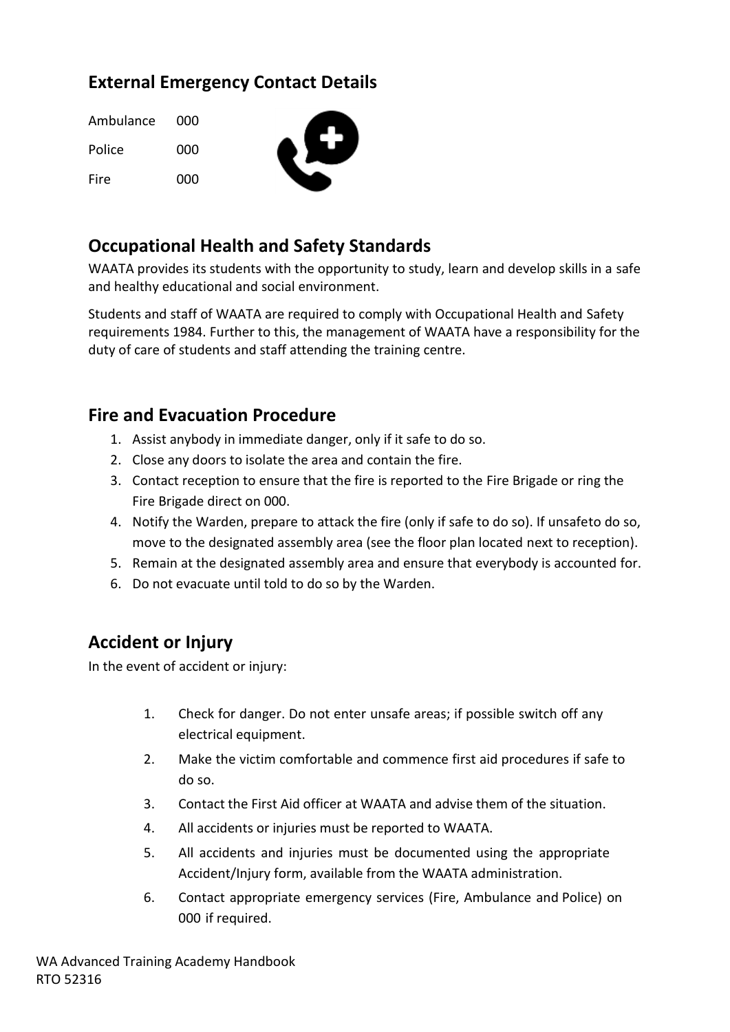## External Emergency Contact Details

| | |
|---|---|
| Ambulance | 000 |
| Police | 000 |
| Fire | 000 |

## Occupational Health and Safety Standards

WAATA provides its students with the opportunity to study, learn and develop skills in a safe and healthy educational and social environment.

Students and staff of WAATA are required to comply with Occupational Health and Safety requirements 1984. Further to this, the management of WAATA have a responsibility for the duty of care of students and staff attending the training centre.

## Fire and Evacuation Procedure

1. Assist anybody in immediate danger, only if it safe to do so.
2. Close any doors to isolate the area and contain the fire.
3. Contact reception to ensure that the fire is reported to the Fire Brigade or ring the Fire Brigade direct on 000.
4. Notify the Warden, prepare to attack the fire (only if safe to do so). If unsafeto do so, move to the designated assembly area (see the floor plan located next to reception).
5. Remain at the designated assembly area and ensure that everybody is accounted for.
6. Do not evacuate until told to do so by the Warden.

## Accident or Injury

In the event of accident or injury:

1. Check for danger. Do not enter unsafe areas; if possible switch off any electrical equipment.
2. Make the victim comfortable and commence first aid procedures if safe to do so.
3. Contact the First Aid officer at WAATA and advise them of the situation.
4. All accidents or injuries must be reported to WAATA.
5. All accidents and injuries must be documented using the appropriate Accident/Injury form, available from the WAATA administration.
6. Contact appropriate emergency services (Fire, Ambulance and Police) on 000 if required.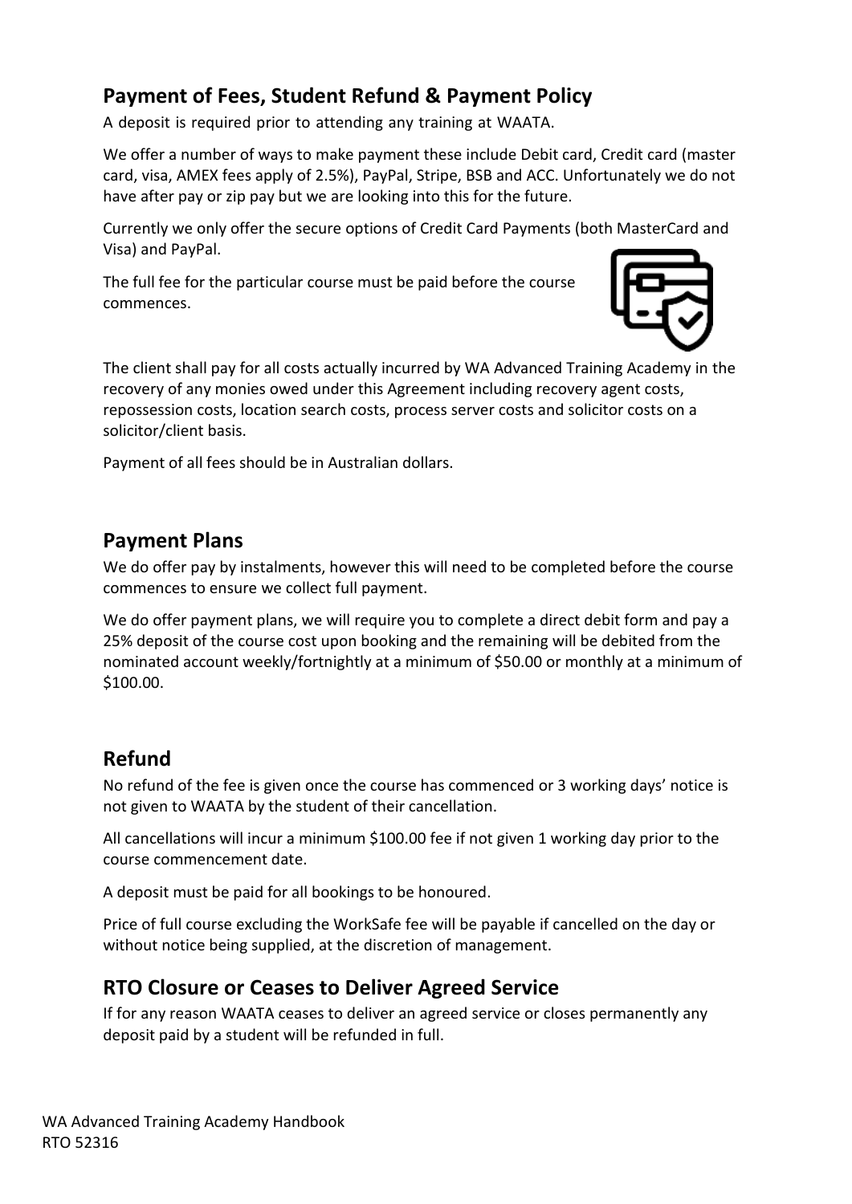## Payment of Fees, Student Refund & Payment Policy

A deposit is required prior to attending any training at WAATA.

We offer a number of ways to make payment these include Debit card, Credit card (master card, visa, AMEX fees apply of 2.5%), PayPal, Stripe, BSB and ACC. Unfortunately we do not have after pay or zip pay but we are looking into this for the future.

Currently we only offer the secure options of Credit Card Payments (both MasterCard and Visa) and PayPal.

The full fee for the particular course must be paid before the course commences.

The client shall pay for all costs actually incurred by WA Advanced Training Academy in the recovery of any monies owed under this Agreement including recovery agent costs, repossession costs, location search costs, process server costs and solicitor costs on a solicitor/client basis.

Payment of all fees should be in Australian dollars.

## Payment Plans

We do offer pay by instalments, however this will need to be completed before the course commences to ensure we collect full payment.

We do offer payment plans, we will require you to complete a direct debit form and pay a 25% deposit of the course cost upon booking and the remaining will be debited from the nominated account weekly/fortnightly at a minimum of $50.00 or monthly at a minimum of $100.00.

## Refund

No refund of the fee is given once the course has commenced or 3 working days' notice is not given to WAATA by the student of their cancellation.

All cancellations will incur a minimum $100.00 fee if not given 1 working day prior to the course commencement date.

A deposit must be paid for all bookings to be honoured.

Price of full course excluding the WorkSafe fee will be payable if cancelled on the day or without notice being supplied, at the discretion of management.

## RTO Closure or Ceases to Deliver Agreed Service

If for any reason WAATA ceases to deliver an agreed service or closes permanently any deposit paid by a student will be refunded in full.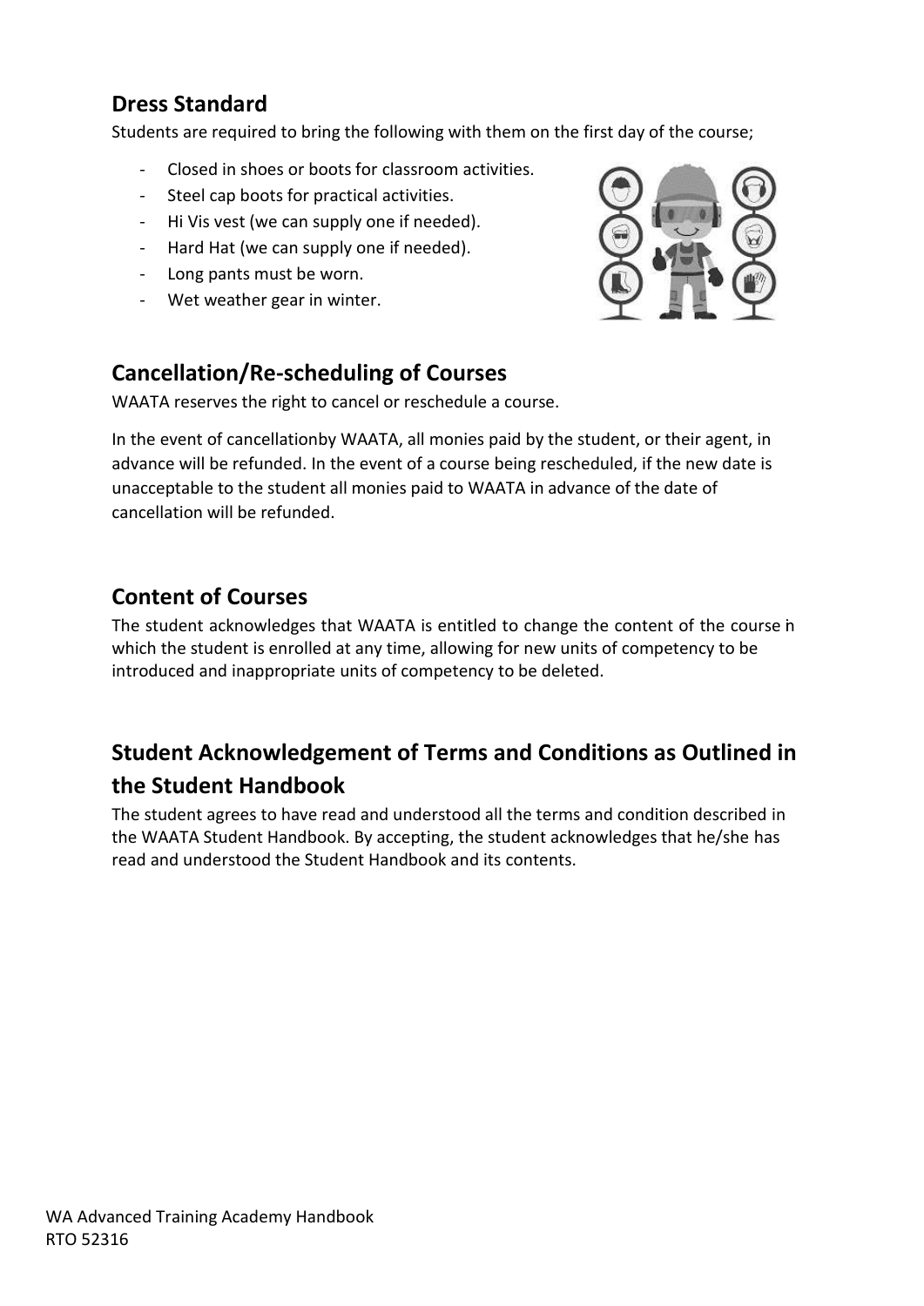## Dress Standard

Students are required to bring the following with them on the first day of the course;

- Closed in shoes or boots for classroom activities.
- Steel cap boots for practical activities.
- Hi Vis vest (we can supply one if needed).
- Hard Hat (we can supply one if needed).
- Long pants must be worn.
- Wet weather gear in winter.

## Cancellation/Re-scheduling of Courses

WAATA reserves the right to cancel or reschedule a course.

In the event of cancellationby WAATA, all monies paid by the student, or their agent, in advance will be refunded. In the event of a course being rescheduled, if the new date is unacceptable to the student all monies paid to WAATA in advance of the date of cancellation will be refunded.

## Content of Courses

The student acknowledges that WAATA is entitled to change the content of the course in which the student is enrolled at any time, allowing for new units of competency to be introduced and inappropriate units of competency to be deleted.

## Student Acknowledgement of Terms and Conditions as Outlined in the Student Handbook

The student agrees to have read and understood all the terms and condition described in the WAATA Student Handbook. By accepting, the student acknowledges that he/she has read and understood the Student Handbook and its contents.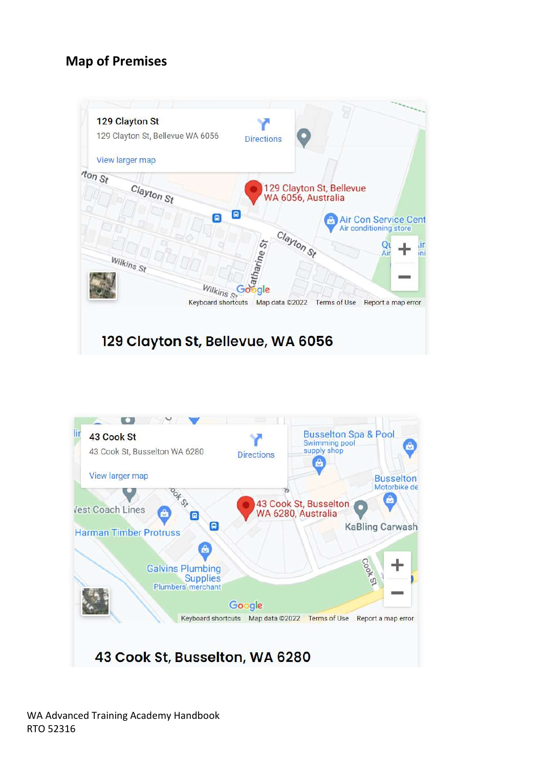## Map of Premises

129 Clayton St

129 Clayton St, Bellevue WA 6056

Directions

View larger map

129 Clayton St, Bellevue WA 6056, Australia

Keyboard shortcuts Map data ©2022 Terms of Use Report a map error

**129 Clayton St, Bellevue, WA 6056**

43 Cook St

43 Cook St, Busselton WA 6280

Directions

View larger map

43 Cook St, Busselton WA 6280, Australia

Keyboard shortcuts Map data ©2022 Terms of Use Report a map error

**43 Cook St, Busselton, WA 6280**